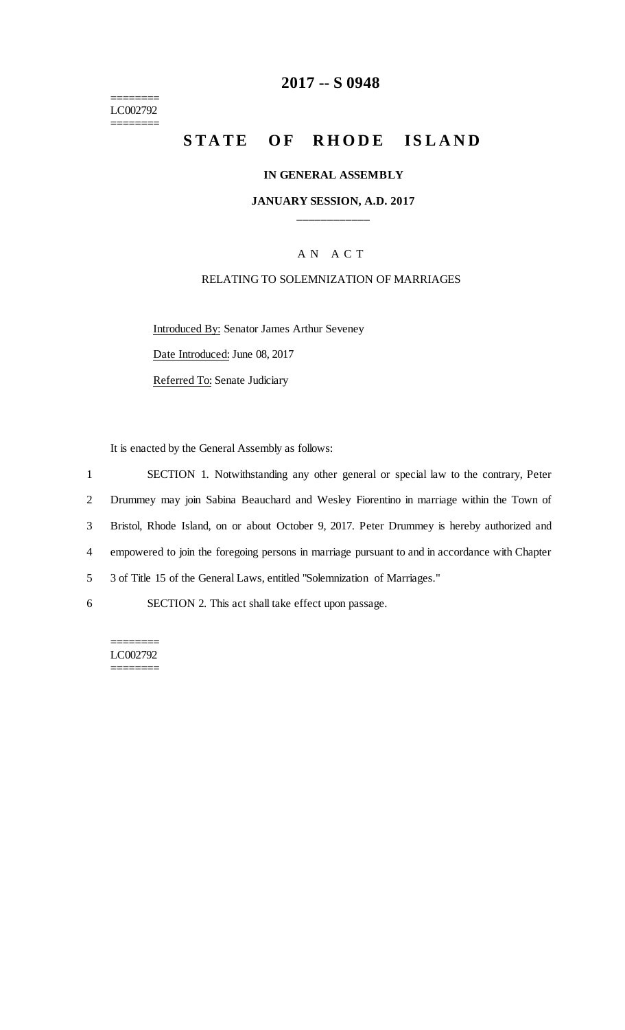# 2017 -- S 0948

========
LC002792
========

## STATE OF RHODE ISLAND

### IN GENERAL ASSEMBLY

### JANUARY SESSION, A.D. 2017

\_\_\_\_\_\_\_\_\_\_\_\_

A N A C T

RELATING TO SOLEMNIZATION OF MARRIAGES

Introduced By: Senator James Arthur Seveney

Date Introduced: June 08, 2017

Referred To: Senate Judiciary

It is enacted by the General Assembly as follows:

1 SECTION 1. Notwithstanding any other general or special law to the contrary, Peter
2 Drummey may join Sabina Beauchard and Wesley Fiorentino in marriage within the Town of
3 Bristol, Rhode Island, on or about October 9, 2017. Peter Drummey is hereby authorized and
4 empowered to join the foregoing persons in marriage pursuant to and in accordance with Chapter
5 3 of Title 15 of the General Laws, entitled "Solemnization of Marriages."

6 SECTION 2. This act shall take effect upon passage.

========
LC002792
========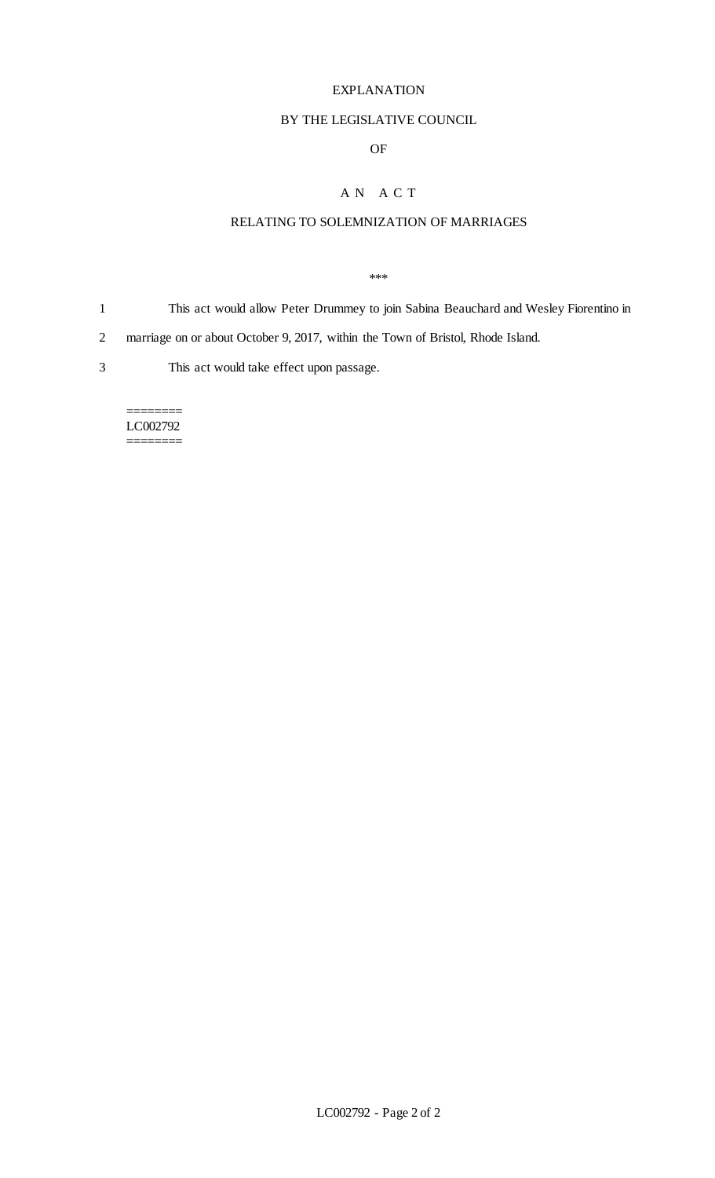EXPLANATION

BY THE LEGISLATIVE COUNCIL

OF

A N A C T

RELATING TO SOLEMNIZATION OF MARRIAGES

\*\*\*

1 This act would allow Peter Drummey to join Sabina Beauchard and Wesley Fiorentino in
2 marriage on or about October 9, 2017, within the Town of Bristol, Rhode Island.
3 This act would take effect upon passage.

========
LC002792
========